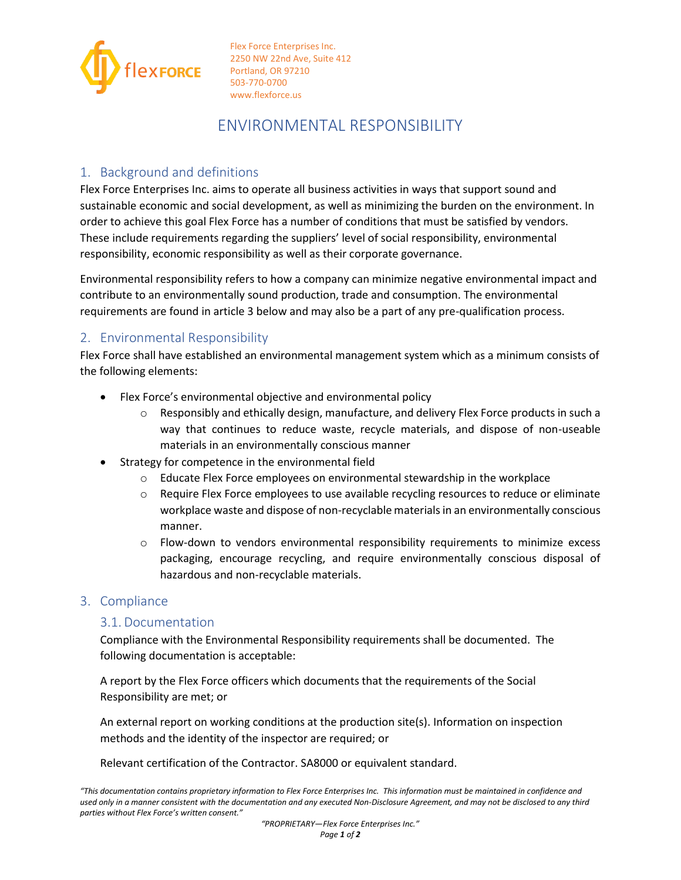Flex Force Enterprises Inc.
2250 NW 22nd Ave, Suite 412
Portland, OR 97210
503-770-0700
www.flexforce.us

# ENVIRONMENTAL RESPONSIBILITY

## 1. Background and definitions

Flex Force Enterprises Inc. aims to operate all business activities in ways that support sound and sustainable economic and social development, as well as minimizing the burden on the environment. In order to achieve this goal Flex Force has a number of conditions that must be satisfied by vendors. These include requirements regarding the suppliers' level of social responsibility, environmental responsibility, economic responsibility as well as their corporate governance.

Environmental responsibility refers to how a company can minimize negative environmental impact and contribute to an environmentally sound production, trade and consumption. The environmental requirements are found in article 3 below and may also be a part of any pre-qualification process.

## 2. Environmental Responsibility

Flex Force shall have established an environmental management system which as a minimum consists of the following elements:

- Flex Force's environmental objective and environmental policy
  - Responsibly and ethically design, manufacture, and delivery Flex Force products in such a way that continues to reduce waste, recycle materials, and dispose of non-useable materials in an environmentally conscious manner
- Strategy for competence in the environmental field
  - Educate Flex Force employees on environmental stewardship in the workplace
  - Require Flex Force employees to use available recycling resources to reduce or eliminate workplace waste and dispose of non-recyclable materials in an environmentally conscious manner.
  - Flow-down to vendors environmental responsibility requirements to minimize excess packaging, encourage recycling, and require environmentally conscious disposal of hazardous and non-recyclable materials.

## 3. Compliance

### 3.1. Documentation

Compliance with the Environmental Responsibility requirements shall be documented. The following documentation is acceptable:

A report by the Flex Force officers which documents that the requirements of the Social Responsibility are met; or

An external report on working conditions at the production site(s). Information on inspection methods and the identity of the inspector are required; or

Relevant certification of the Contractor. SA8000 or equivalent standard.

*"This documentation contains proprietary information to Flex Force Enterprises Inc. This information must be maintained in confidence and used only in a manner consistent with the documentation and any executed Non-Disclosure Agreement, and may not be disclosed to any third parties without Flex Force's written consent."*

*"PROPRIETARY—Flex Force Enterprises Inc."*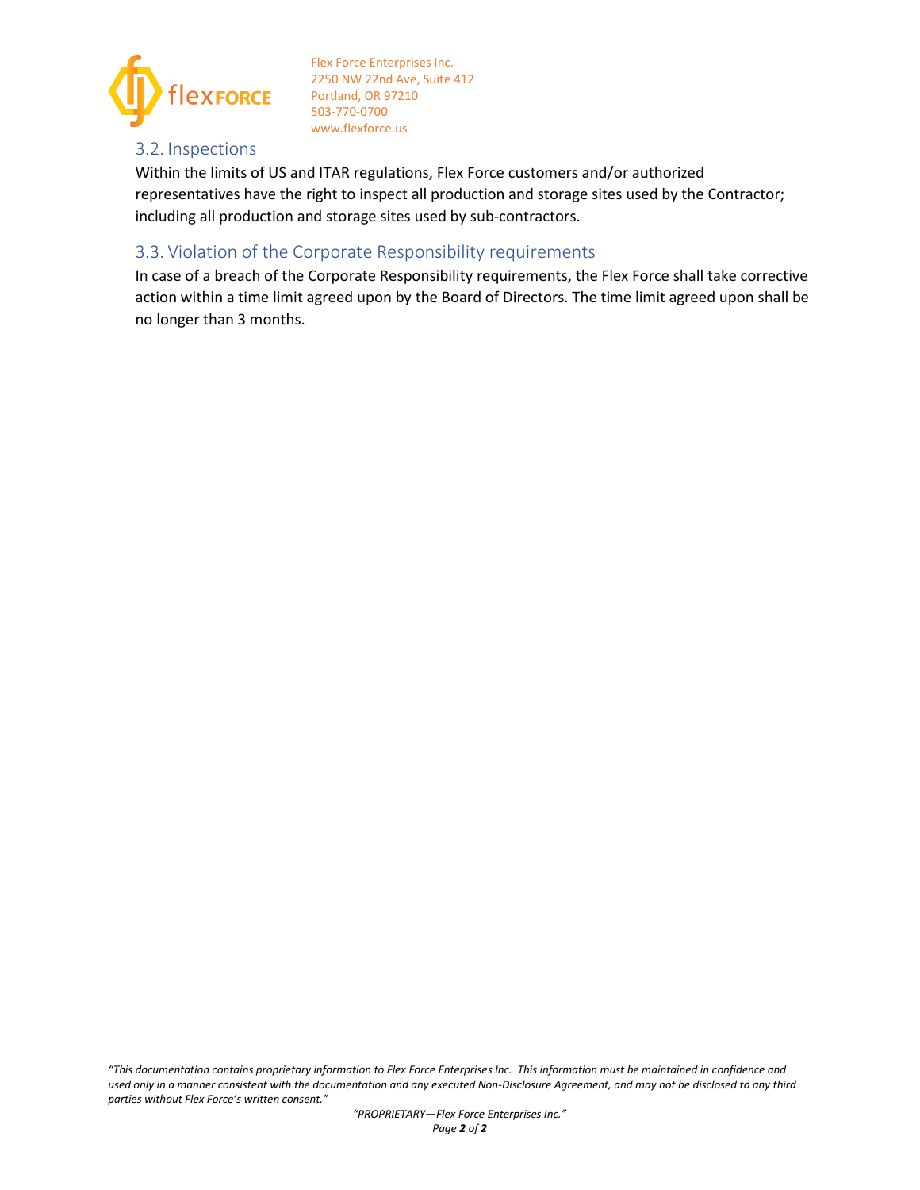## 3.2. Inspections

Within the limits of US and ITAR regulations, Flex Force customers and/or authorized representatives have the right to inspect all production and storage sites used by the Contractor; including all production and storage sites used by sub-contractors.

## 3.3. Violation of the Corporate Responsibility requirements

In case of a breach of the Corporate Responsibility requirements, the Flex Force shall take corrective action within a time limit agreed upon by the Board of Directors. The time limit agreed upon shall be no longer than 3 months.